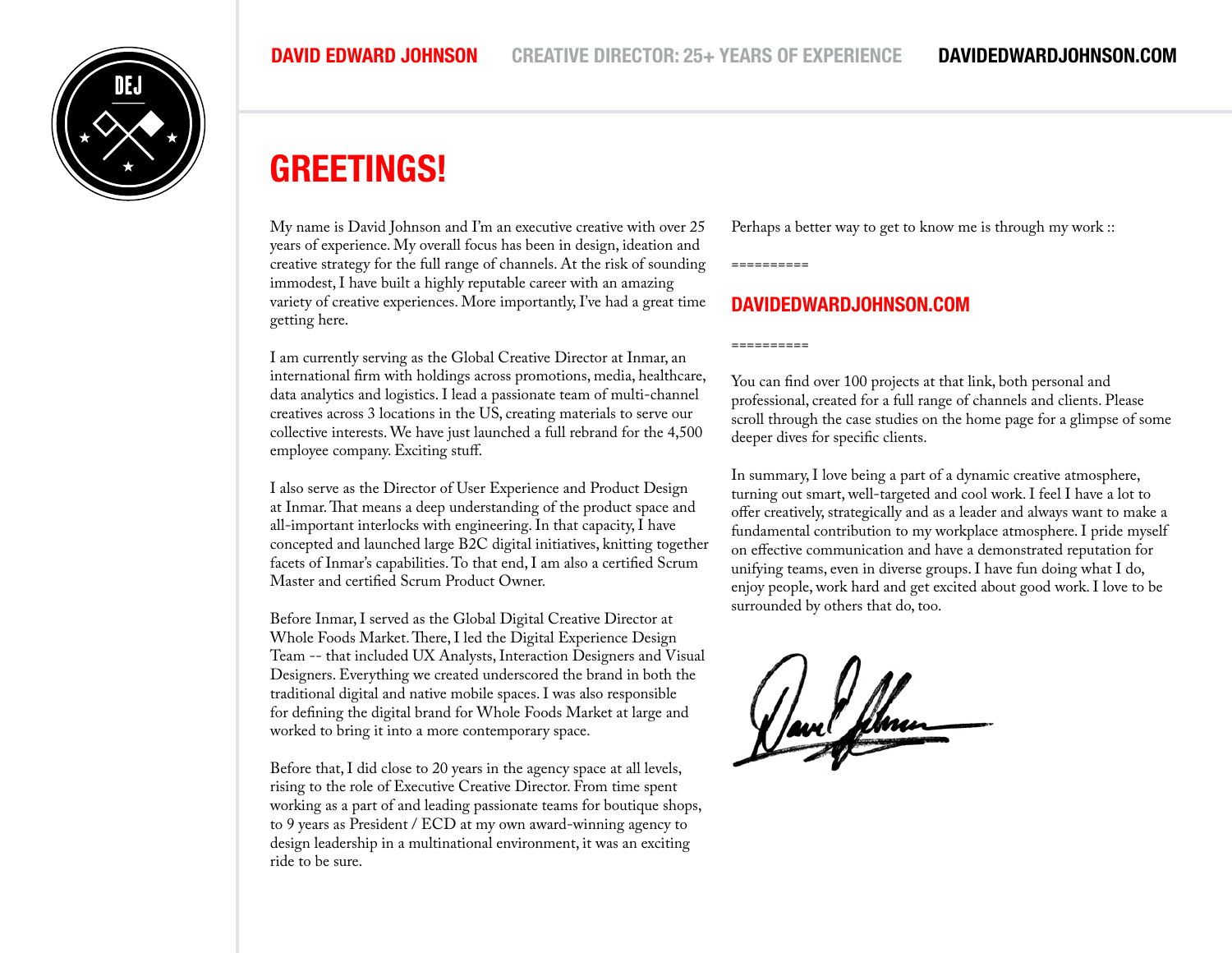**DAVID EDWARD JOHNSON** CREATIVE DIRECTOR: 25+ YEARS OF EXPERIENCE **DAVIDEDWARDJOHNSON.COM**

# GREETINGS!

My name is David Johnson and I'm an executive creative with over 25 years of experience. My overall focus has been in design, ideation and creative strategy for the full range of channels. At the risk of sounding immodest, I have built a highly reputable career with an amazing variety of creative experiences. More importantly, I've had a great time getting here.

I am currently serving as the Global Creative Director at Inmar, an international firm with holdings across promotions, media, healthcare, data analytics and logistics. I lead a passionate team of multi-channel creatives across 3 locations in the US, creating materials to serve our collective interests. We have just launched a full rebrand for the 4,500 employee company. Exciting stuff.

I also serve as the Director of User Experience and Product Design at Inmar. That means a deep understanding of the product space and all-important interlocks with engineering. In that capacity, I have concepted and launched large B2C digital initiatives, knitting together facets of Inmar's capabilities. To that end, I am also a certified Scrum Master and certified Scrum Product Owner.

Before Inmar, I served as the Global Digital Creative Director at Whole Foods Market. There, I led the Digital Experience Design Team -- that included UX Analysts, Interaction Designers and Visual Designers. Everything we created underscored the brand in both the traditional digital and native mobile spaces. I was also responsible for defining the digital brand for Whole Foods Market at large and worked to bring it into a more contemporary space.

Before that, I did close to 20 years in the agency space at all levels, rising to the role of Executive Creative Director. From time spent working as a part of and leading passionate teams for boutique shops, to 9 years as President / ECD at my own award-winning agency to design leadership in a multinational environment, it was an exciting ride to be sure.

Perhaps a better way to get to know me is through my work ::

==========

**DAVIDEDWARDJOHNSON.COM**

==========

You can find over 100 projects at that link, both personal and professional, created for a full range of channels and clients. Please scroll through the case studies on the home page for a glimpse of some deeper dives for specific clients.

In summary, I love being a part of a dynamic creative atmosphere, turning out smart, well-targeted and cool work. I feel I have a lot to offer creatively, strategically and as a leader and always want to make a fundamental contribution to my workplace atmosphere. I pride myself on effective communication and have a demonstrated reputation for unifying teams, even in diverse groups. I have fun doing what I do, enjoy people, work hard and get excited about good work. I love to be surrounded by others that do, too.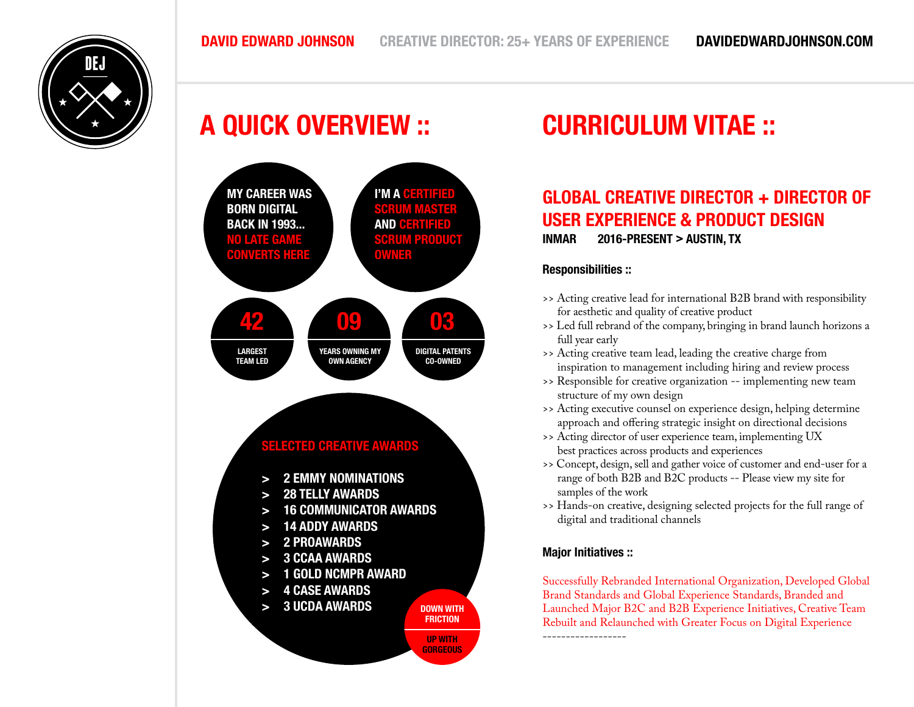DAVID EDWARD JOHNSON CREATIVE DIRECTOR: 25+ YEARS OF EXPERIENCE DAVIDEDWARDJOHNSON.COM

DEJ

# A QUICK OVERVIEW ::

MY CAREER WAS BORN DIGITAL BACK IN 1993... NO LATE GAME CONVERTS HERE

I'M A CERTIFIED SCRUM MASTER AND CERTIFIED SCRUM PRODUCT OWNER

**42** LARGEST TEAM LED

**09** YEARS OWNING MY OWN AGENCY

**03** DIGITAL PATENTS CO-OWNED

## SELECTED CREATIVE AWARDS

> 2 EMMY NOMINATIONS
> 28 TELLY AWARDS
> 16 COMMUNICATOR AWARDS
> 14 ADDY AWARDS
> 2 PROAWARDS
> 3 CCAA AWARDS
> 1 GOLD NCMPR AWARD
> 4 CASE AWARDS
> 3 UCDA AWARDS

DOWN WITH FRICTION

UP WITH GORGEOUS

# CURRICULUM VITAE ::

## GLOBAL CREATIVE DIRECTOR + DIRECTOR OF USER EXPERIENCE & PRODUCT DESIGN

**INMAR 2016-PRESENT > AUSTIN, TX**

**Responsibilities ::**

>> Acting creative lead for international B2B brand with responsibility for aesthetic and quality of creative product
>> Led full rebrand of the company, bringing in brand launch horizons a full year early
>> Acting creative team lead, leading the creative charge from inspiration to management including hiring and review process
>> Responsible for creative organization -- implementing new team structure of my own design
>> Acting executive counsel on experience design, helping determine approach and offering strategic insight on directional decisions
>> Acting director of user experience team, implementing UX best practices across products and experiences
>> Concept, design, sell and gather voice of customer and end-user for a range of both B2B and B2C products -- Please view my site for samples of the work
>> Hands-on creative, designing selected projects for the full range of digital and traditional channels

**Major Initiatives ::**

Successfully Rebranded International Organization, Developed Global Brand Standards and Global Experience Standards, Branded and Launched Major B2C and B2B Experience Initiatives, Creative Team Rebuilt and Relaunched with Greater Focus on Digital Experience

------------------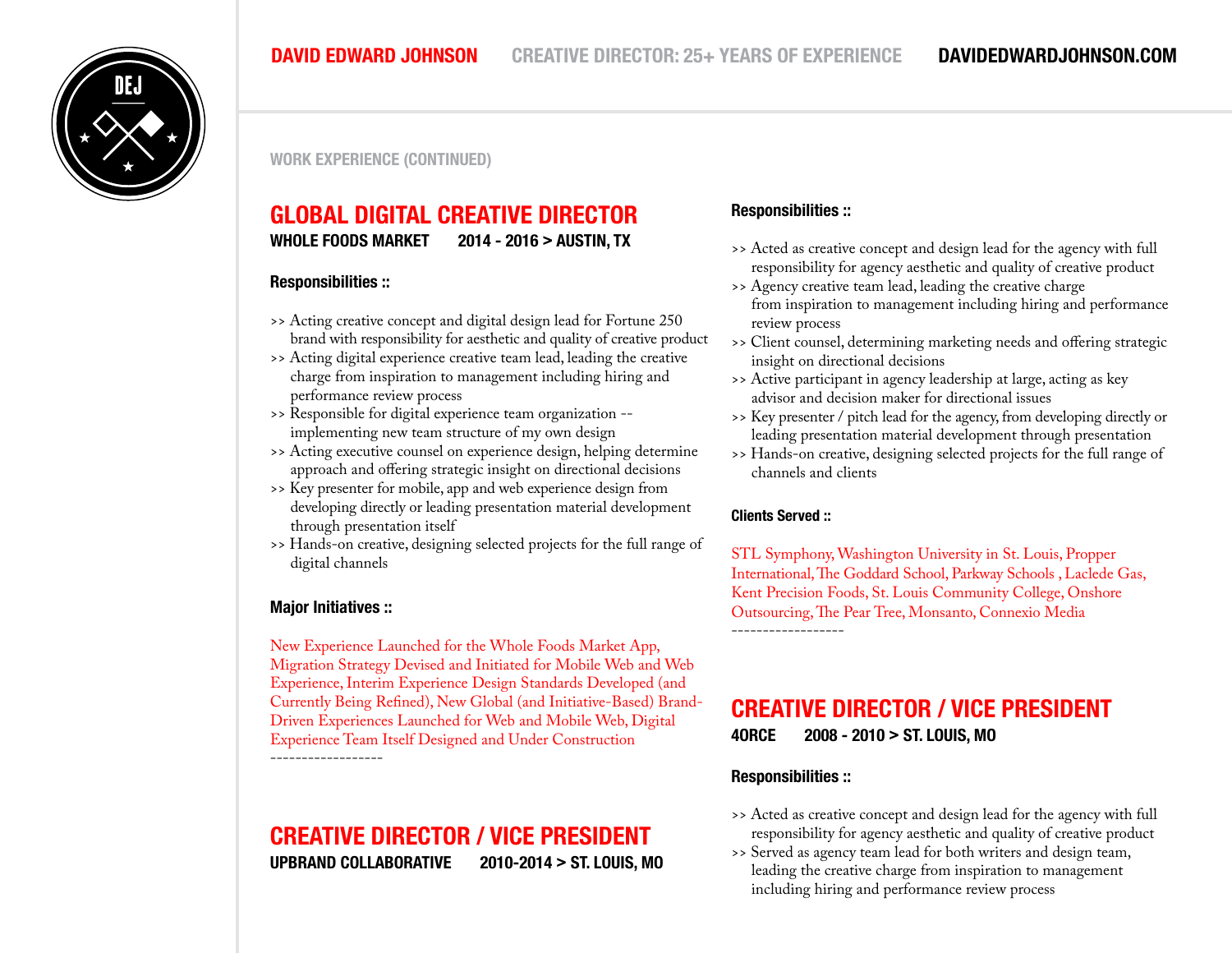WORK EXPERIENCE (CONTINUED)

## GLOBAL DIGITAL CREATIVE DIRECTOR

**WHOLE FOODS MARKET 2014 - 2016 > AUSTIN, TX**

**Responsibilities ::**

>> Acting creative concept and digital design lead for Fortune 250 brand with responsibility for aesthetic and quality of creative product
>> Acting digital experience creative team lead, leading the creative charge from inspiration to management including hiring and performance review process
>> Responsible for digital experience team organization -- implementing new team structure of my own design
>> Acting executive counsel on experience design, helping determine approach and offering strategic insight on directional decisions
>> Key presenter for mobile, app and web experience design from developing directly or leading presentation material development through presentation itself
>> Hands-on creative, designing selected projects for the full range of digital channels

**Major Initiatives ::**

New Experience Launched for the Whole Foods Market App, Migration Strategy Devised and Initiated for Mobile Web and Web Experience, Interim Experience Design Standards Developed (and Currently Being Refined), New Global (and Initiative-Based) Brand-Driven Experiences Launched for Web and Mobile Web, Digital Experience Team Itself Designed and Under Construction

------------------

## CREATIVE DIRECTOR / VICE PRESIDENT

**UPBRAND COLLABORATIVE 2010-2014 > ST. LOUIS, MO**

**Responsibilities ::**

>> Acted as creative concept and design lead for the agency with full responsibility for agency aesthetic and quality of creative product
>> Agency creative team lead, leading the creative charge from inspiration to management including hiring and performance review process
>> Client counsel, determining marketing needs and offering strategic insight on directional decisions
>> Active participant in agency leadership at large, acting as key advisor and decision maker for directional issues
>> Key presenter / pitch lead for the agency, from developing directly or leading presentation material development through presentation
>> Hands-on creative, designing selected projects for the full range of channels and clients

**Clients Served ::**

STL Symphony, Washington University in St. Louis, Propper International, The Goddard School, Parkway Schools , Laclede Gas, Kent Precision Foods, St. Louis Community College, Onshore Outsourcing, The Pear Tree, Monsanto, Connexio Media

------------------

## CREATIVE DIRECTOR / VICE PRESIDENT

**4ORCE 2008 - 2010 > ST. LOUIS, MO**

**Responsibilities ::**

>> Acted as creative concept and design lead for the agency with full responsibility for agency aesthetic and quality of creative product
>> Served as agency team lead for both writers and design team, leading the creative charge from inspiration to management including hiring and performance review process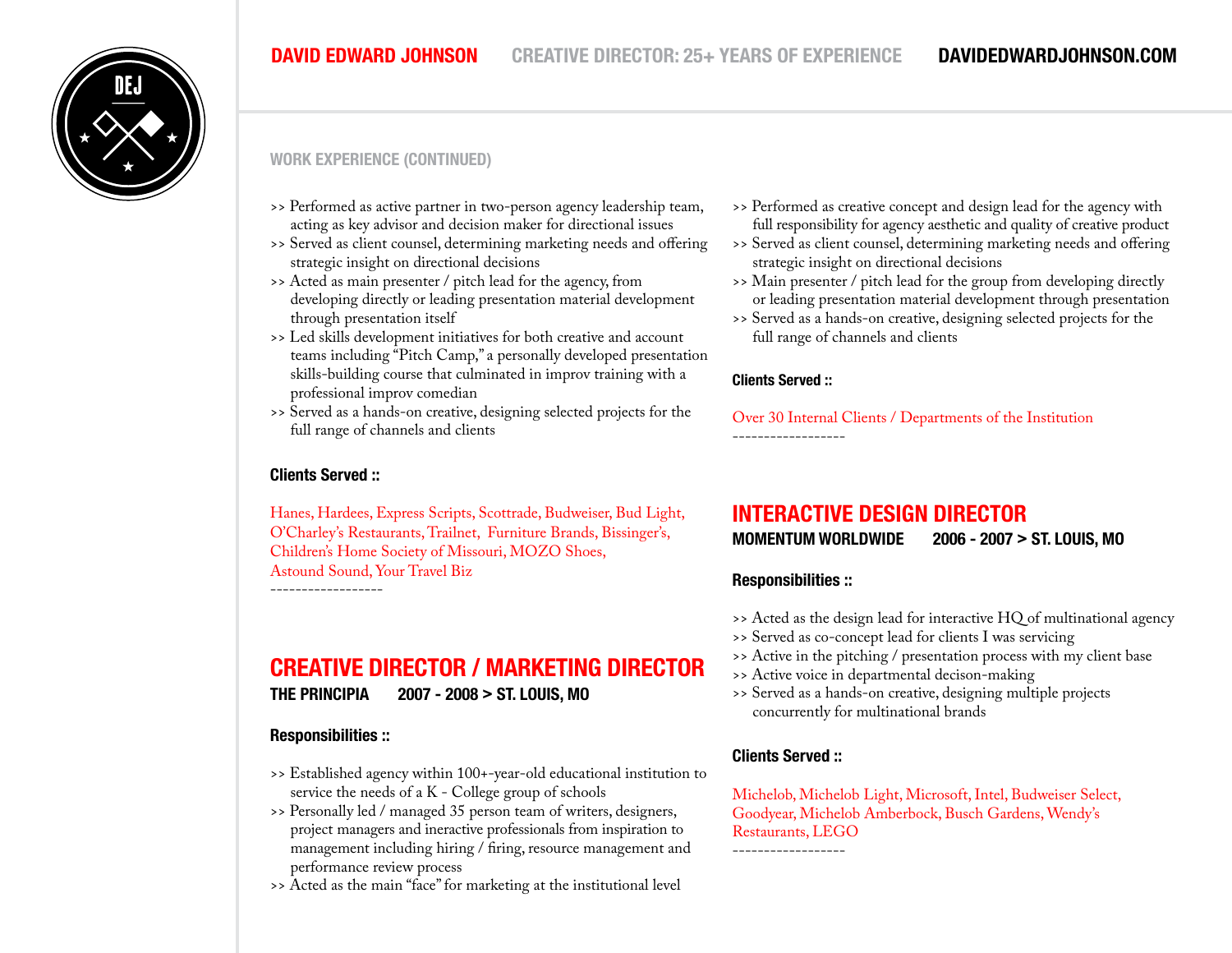## WORK EXPERIENCE (CONTINUED)

>> Performed as active partner in two-person agency leadership team, acting as key advisor and decision maker for directional issues
>> Served as client counsel, determining marketing needs and offering strategic insight on directional decisions
>> Acted as main presenter / pitch lead for the agency, from developing directly or leading presentation material development through presentation itself
>> Led skills development initiatives for both creative and account teams including “Pitch Camp,” a personally developed presentation skills-building course that culminated in improv training with a professional improv comedian
>> Served as a hands-on creative, designing selected projects for the full range of channels and clients

**Clients Served ::**

Hanes, Hardees, Express Scripts, Scottrade, Budweiser, Bud Light, O’Charley’s Restaurants, Trailnet, Furniture Brands, Bissinger’s, Children’s Home Society of Missouri, MOZO Shoes, Astound Sound, Your Travel Biz

------------------

## CREATIVE DIRECTOR / MARKETING DIRECTOR

**THE PRINCIPIA 2007 - 2008 > ST. LOUIS, MO**

**Responsibilities ::**

>> Established agency within 100+-year-old educational institution to service the needs of a K - College group of schools
>> Personally led / managed 35 person team of writers, designers, project managers and ineractive professionals from inspiration to management including hiring / firing, resource management and performance review process
>> Acted as the main “face” for marketing at the institutional level
>> Performed as creative concept and design lead for the agency with full responsibility for agency aesthetic and quality of creative product
>> Served as client counsel, determining marketing needs and offering strategic insight on directional decisions
>> Main presenter / pitch lead for the group from developing directly or leading presentation material development through presentation
>> Served as a hands-on creative, designing selected projects for the full range of channels and clients

**Clients Served ::**

Over 30 Internal Clients / Departments of the Institution

------------------

## INTERACTIVE DESIGN DIRECTOR

**MOMENTUM WORLDWIDE 2006 - 2007 > ST. LOUIS, MO**

**Responsibilities ::**

>> Acted as the design lead for interactive HQ of multinational agency
>> Served as co-concept lead for clients I was servicing
>> Active in the pitching / presentation process with my client base
>> Active voice in departmental decison-making
>> Served as a hands-on creative, designing multiple projects concurrently for multinational brands

**Clients Served ::**

Michelob, Michelob Light, Microsoft, Intel, Budweiser Select, Goodyear, Michelob Amberbock, Busch Gardens, Wendy’s Restaurants, LEGO

------------------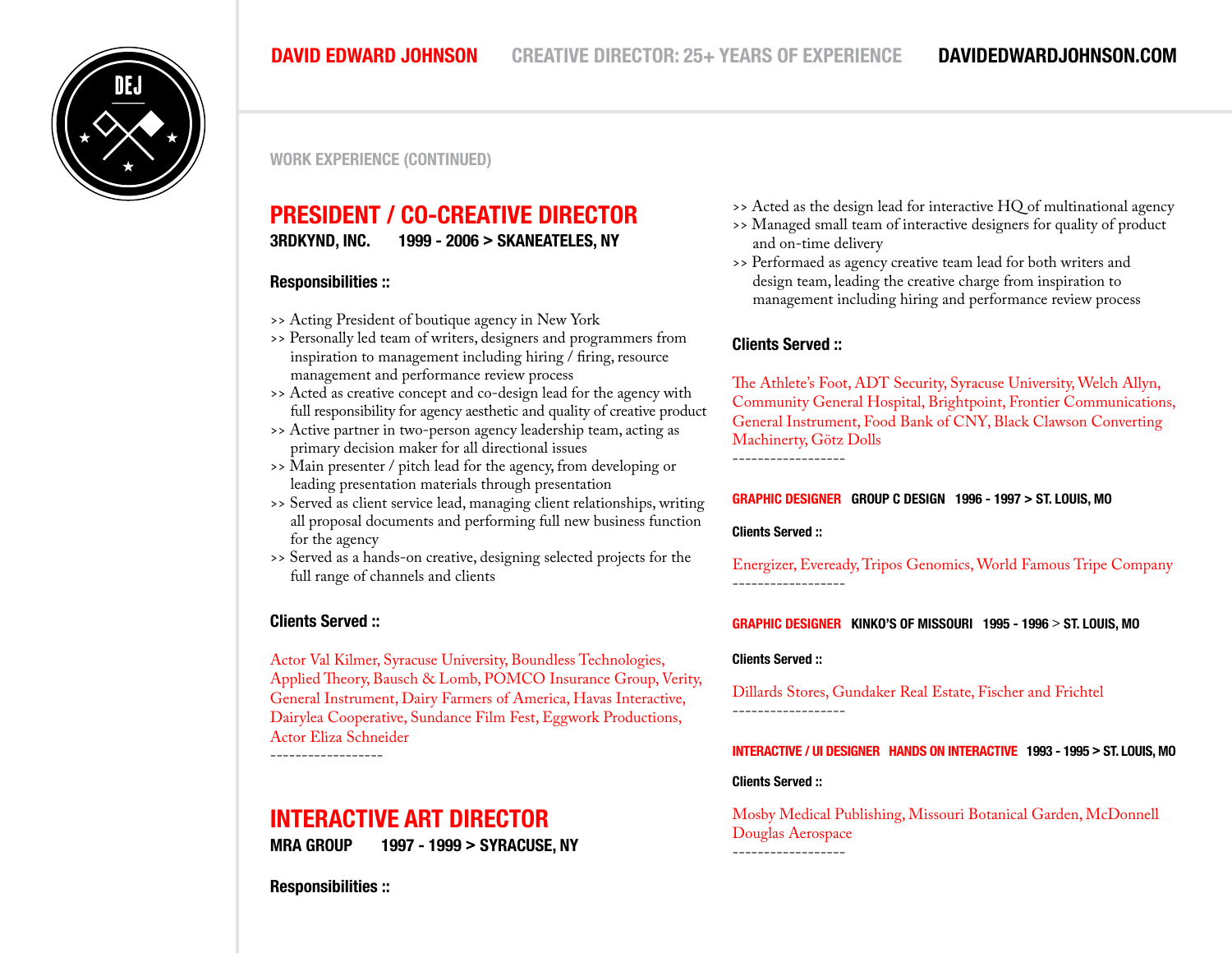WORK EXPERIENCE (CONTINUED)

## PRESIDENT / CO-CREATIVE DIRECTOR

**3RDKYND, INC.  1999 - 2006 > SKANEATELES, NY**

**Responsibilities ::**

>> Acting President of boutique agency in New York
>> Personally led team of writers, designers and programmers from inspiration to management including hiring / firing, resource management and performance review process
>> Acted as creative concept and co-design lead for the agency with full responsibility for agency aesthetic and quality of creative product
>> Active partner in two-person agency leadership team, acting as primary decision maker for all directional issues
>> Main presenter / pitch lead for the agency, from developing or leading presentation materials through presentation
>> Served as client service lead, managing client relationships, writing all proposal documents and performing full new business function for the agency
>> Served as a hands-on creative, designing selected projects for the full range of channels and clients

**Clients Served ::**

Actor Val Kilmer, Syracuse University, Boundless Technologies, Applied Theory, Bausch & Lomb, POMCO Insurance Group, Verity, General Instrument, Dairy Farmers of America, Havas Interactive, Dairylea Cooperative, Sundance Film Fest, Eggwork Productions, Actor Eliza Schneider

------------------

## INTERACTIVE ART DIRECTOR

**MRA GROUP  1997 - 1999 > SYRACUSE, NY**

**Responsibilities ::**

>> Acted as the design lead for interactive HQ of multinational agency
>> Managed small team of interactive designers for quality of product and on-time delivery
>> Performaed as agency creative team lead for both writers and design team, leading the creative charge from inspiration to management including hiring and performance review process

**Clients Served ::**

The Athlete's Foot, ADT Security, Syracuse University, Welch Allyn, Community General Hospital, Brightpoint, Frontier Communications, General Instrument, Food Bank of CNY, Black Clawson Converting Machinerty, Götz Dolls

------------------

**GRAPHIC DESIGNER  GROUP C DESIGN  1996 - 1997 > ST. LOUIS, MO**

**Clients Served ::**

Energizer, Eveready, Tripos Genomics, World Famous Tripe Company

------------------

**GRAPHIC DESIGNER  KINKO'S OF MISSOURI  1995 - 1996 > ST. LOUIS, MO**

**Clients Served ::**

Dillards Stores, Gundaker Real Estate, Fischer and Frichtel

------------------

**INTERACTIVE / UI DESIGNER  HANDS ON INTERACTIVE  1993 - 1995 > ST. LOUIS, MO**

**Clients Served ::**

Mosby Medical Publishing, Missouri Botanical Garden, McDonnell Douglas Aerospace

------------------